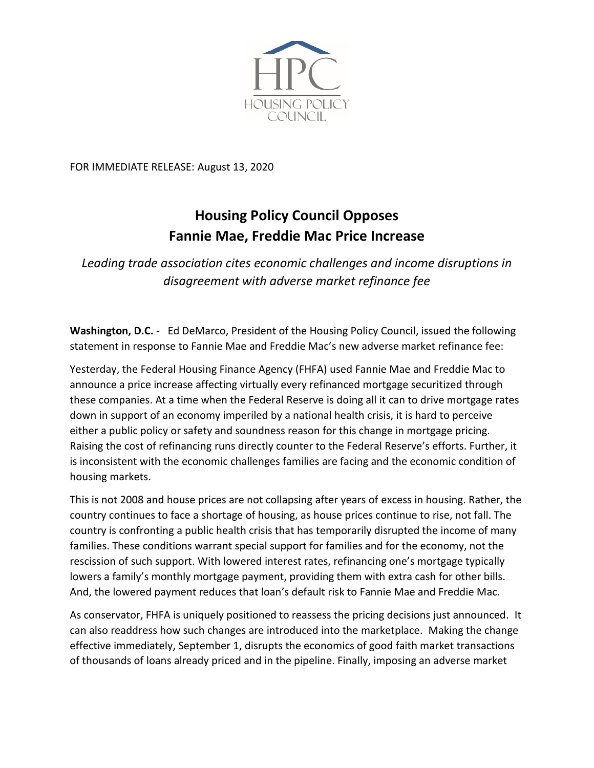HPC
HOUSING POLICY COUNCIL

FOR IMMEDIATE RELEASE: August 13, 2020

# Housing Policy Council Opposes Fannie Mae, Freddie Mac Price Increase

*Leading trade association cites economic challenges and income disruptions in disagreement with adverse market refinance fee*

**Washington, D.C.** - Ed DeMarco, President of the Housing Policy Council, issued the following statement in response to Fannie Mae and Freddie Mac's new adverse market refinance fee:

Yesterday, the Federal Housing Finance Agency (FHFA) used Fannie Mae and Freddie Mac to announce a price increase affecting virtually every refinanced mortgage securitized through these companies. At a time when the Federal Reserve is doing all it can to drive mortgage rates down in support of an economy imperiled by a national health crisis, it is hard to perceive either a public policy or safety and soundness reason for this change in mortgage pricing. Raising the cost of refinancing runs directly counter to the Federal Reserve's efforts. Further, it is inconsistent with the economic challenges families are facing and the economic condition of housing markets.

This is not 2008 and house prices are not collapsing after years of excess in housing. Rather, the country continues to face a shortage of housing, as house prices continue to rise, not fall. The country is confronting a public health crisis that has temporarily disrupted the income of many families. These conditions warrant special support for families and for the economy, not the rescission of such support. With lowered interest rates, refinancing one's mortgage typically lowers a family's monthly mortgage payment, providing them with extra cash for other bills. And, the lowered payment reduces that loan's default risk to Fannie Mae and Freddie Mac.

As conservator, FHFA is uniquely positioned to reassess the pricing decisions just announced. It can also readdress how such changes are introduced into the marketplace. Making the change effective immediately, September 1, disrupts the economics of good faith market transactions of thousands of loans already priced and in the pipeline. Finally, imposing an adverse market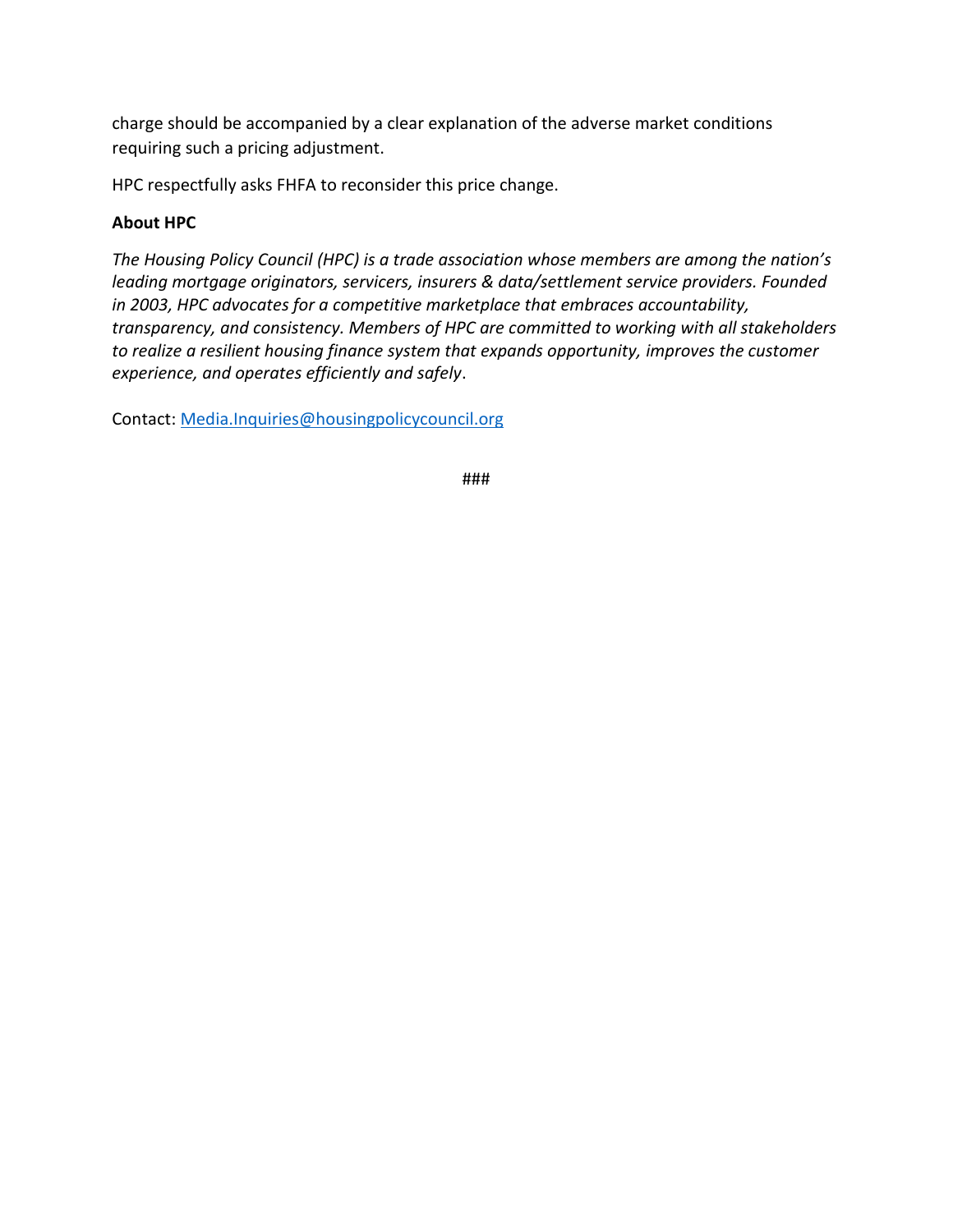charge should be accompanied by a clear explanation of the adverse market conditions requiring such a pricing adjustment.

HPC respectfully asks FHFA to reconsider this price change.

**About HPC**

*The Housing Policy Council (HPC) is a trade association whose members are among the nation's leading mortgage originators, servicers, insurers & data/settlement service providers. Founded in 2003, HPC advocates for a competitive marketplace that embraces accountability, transparency, and consistency. Members of HPC are committed to working with all stakeholders to realize a resilient housing finance system that expands opportunity, improves the customer experience, and operates efficiently and safely*.

Contact: Media.Inquiries@housingpolicycouncil.org

###